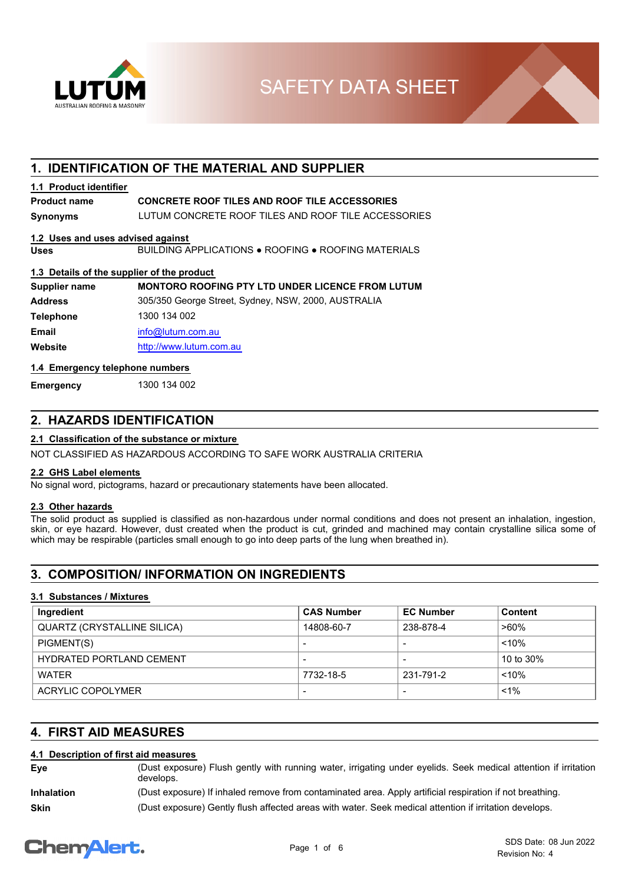# SAFETY DATA SHEET

## 1. IDENTIFICATION OF THE MATERIAL AND SUPPLIER

### 1.1 Product identifier

**Product name** **CONCRETE ROOF TILES AND ROOF TILE ACCESSORIES**

**Synonyms** LUTUM CONCRETE ROOF TILES AND ROOF TILE ACCESSORIES

### 1.2 Uses and uses advised against

**Uses** BUILDING APPLICATIONS ● ROOFING ● ROOFING MATERIALS

### 1.3 Details of the supplier of the product

**Supplier name** **MONTORO ROOFING PTY LTD UNDER LICENCE FROM LUTUM**

**Address** 305/350 George Street, Sydney, NSW, 2000, AUSTRALIA

**Telephone** 1300 134 002

**Email** info@lutum.com.au

**Website** http://www.lutum.com.au

### 1.4 Emergency telephone numbers

**Emergency** 1300 134 002

## 2. HAZARDS IDENTIFICATION

### 2.1 Classification of the substance or mixture

NOT CLASSIFIED AS HAZARDOUS ACCORDING TO SAFE WORK AUSTRALIA CRITERIA

### 2.2 GHS Label elements

No signal word, pictograms, hazard or precautionary statements have been allocated.

### 2.3 Other hazards

The solid product as supplied is classified as non-hazardous under normal conditions and does not present an inhalation, ingestion, skin, or eye hazard. However, dust created when the product is cut, grinded and machined may contain crystalline silica some of which may be respirable (particles small enough to go into deep parts of the lung when breathed in).

## 3. COMPOSITION/ INFORMATION ON INGREDIENTS

### 3.1 Substances / Mixtures

| Ingredient | CAS Number | EC Number | Content |
|---|---|---|---|
| QUARTZ (CRYSTALLINE SILICA) | 14808-60-7 | 238-878-4 | >60% |
| PIGMENT(S) | - | - | <10% |
| HYDRATED PORTLAND CEMENT | - | - | 10 to 30% |
| WATER | 7732-18-5 | 231-791-2 | <10% |
| ACRYLIC COPOLYMER | - | - | <1% |

## 4. FIRST AID MEASURES

### 4.1 Description of first aid measures

**Eye** (Dust exposure) Flush gently with running water, irrigating under eyelids. Seek medical attention if irritation develops.

**Inhalation** (Dust exposure) If inhaled remove from contaminated area. Apply artificial respiration if not breathing.

**Skin** (Dust exposure) Gently flush affected areas with water. Seek medical attention if irritation develops.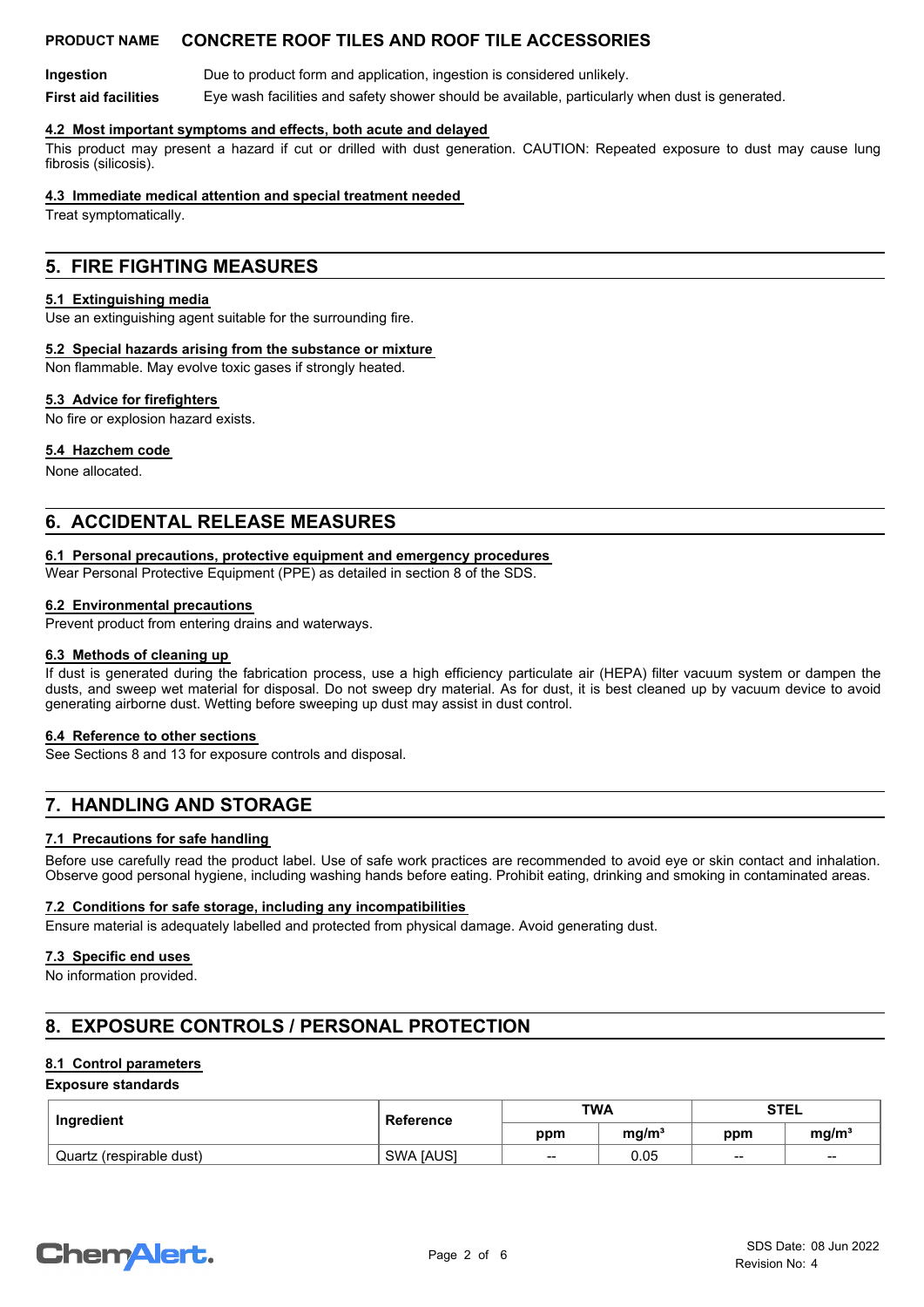**Ingestion** Due to product form and application, ingestion is considered unlikely.

**First aid facilities** Eye wash facilities and safety shower should be available, particularly when dust is generated.

### 4.2 Most important symptoms and effects, both acute and delayed

This product may present a hazard if cut or drilled with dust generation. CAUTION: Repeated exposure to dust may cause lung fibrosis (silicosis).

### 4.3 Immediate medical attention and special treatment needed

Treat symptomatically.

## 5. FIRE FIGHTING MEASURES

### 5.1 Extinguishing media

Use an extinguishing agent suitable for the surrounding fire.

### 5.2 Special hazards arising from the substance or mixture

Non flammable. May evolve toxic gases if strongly heated.

### 5.3 Advice for firefighters

No fire or explosion hazard exists.

### 5.4 Hazchem code

None allocated.

## 6. ACCIDENTAL RELEASE MEASURES

### 6.1 Personal precautions, protective equipment and emergency procedures

Wear Personal Protective Equipment (PPE) as detailed in section 8 of the SDS.

### 6.2 Environmental precautions

Prevent product from entering drains and waterways.

### 6.3 Methods of cleaning up

If dust is generated during the fabrication process, use a high efficiency particulate air (HEPA) filter vacuum system or dampen the dusts, and sweep wet material for disposal. Do not sweep dry material. As for dust, it is best cleaned up by vacuum device to avoid generating airborne dust. Wetting before sweeping up dust may assist in dust control.

### 6.4 Reference to other sections

See Sections 8 and 13 for exposure controls and disposal.

## 7. HANDLING AND STORAGE

### 7.1 Precautions for safe handling

Before use carefully read the product label. Use of safe work practices are recommended to avoid eye or skin contact and inhalation. Observe good personal hygiene, including washing hands before eating. Prohibit eating, drinking and smoking in contaminated areas.

### 7.2 Conditions for safe storage, including any incompatibilities

Ensure material is adequately labelled and protected from physical damage. Avoid generating dust.

### 7.3 Specific end uses

No information provided.

## 8. EXPOSURE CONTROLS / PERSONAL PROTECTION

### 8.1 Control parameters

**Exposure standards**

| Ingredient | Reference | TWA | | STEL | |
|---|---|---|---|---|---|
| | | ppm | mg/m³ | ppm | mg/m³ |
| Quartz (respirable dust) | SWA [AUS] | -- | 0.05 | -- | -- |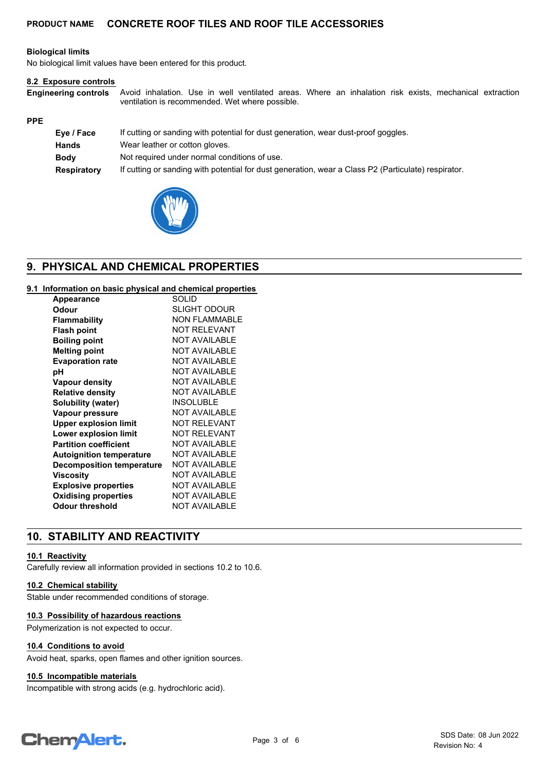### Biological limits

No biological limit values have been entered for this product.

### 8.2 Exposure controls

**Engineering controls** Avoid inhalation. Use in well ventilated areas. Where an inhalation risk exists, mechanical extraction ventilation is recommended. Wet where possible.

### PPE

| | |
|---|---|
| **Eye / Face** | If cutting or sanding with potential for dust generation, wear dust-proof goggles. |
| **Hands** | Wear leather or cotton gloves. |
| **Body** | Not required under normal conditions of use. |
| **Respiratory** | If cutting or sanding with potential for dust generation, wear a Class P2 (Particulate) respirator. |

## 9. PHYSICAL AND CHEMICAL PROPERTIES

### 9.1 Information on basic physical and chemical properties

| Property | Value |
|---|---|
| **Appearance** | SOLID |
| **Odour** | SLIGHT ODOUR |
| **Flammability** | NON FLAMMABLE |
| **Flash point** | NOT RELEVANT |
| **Boiling point** | NOT AVAILABLE |
| **Melting point** | NOT AVAILABLE |
| **Evaporation rate** | NOT AVAILABLE |
| **pH** | NOT AVAILABLE |
| **Vapour density** | NOT AVAILABLE |
| **Relative density** | NOT AVAILABLE |
| **Solubility (water)** | INSOLUBLE |
| **Vapour pressure** | NOT AVAILABLE |
| **Upper explosion limit** | NOT RELEVANT |
| **Lower explosion limit** | NOT RELEVANT |
| **Partition coefficient** | NOT AVAILABLE |
| **Autoignition temperature** | NOT AVAILABLE |
| **Decomposition temperature** | NOT AVAILABLE |
| **Viscosity** | NOT AVAILABLE |
| **Explosive properties** | NOT AVAILABLE |
| **Oxidising properties** | NOT AVAILABLE |
| **Odour threshold** | NOT AVAILABLE |

## 10. STABILITY AND REACTIVITY

### 10.1 Reactivity

Carefully review all information provided in sections 10.2 to 10.6.

### 10.2 Chemical stability

Stable under recommended conditions of storage.

### 10.3 Possibility of hazardous reactions

Polymerization is not expected to occur.

### 10.4 Conditions to avoid

Avoid heat, sparks, open flames and other ignition sources.

### 10.5 Incompatible materials

Incompatible with strong acids (e.g. hydrochloric acid).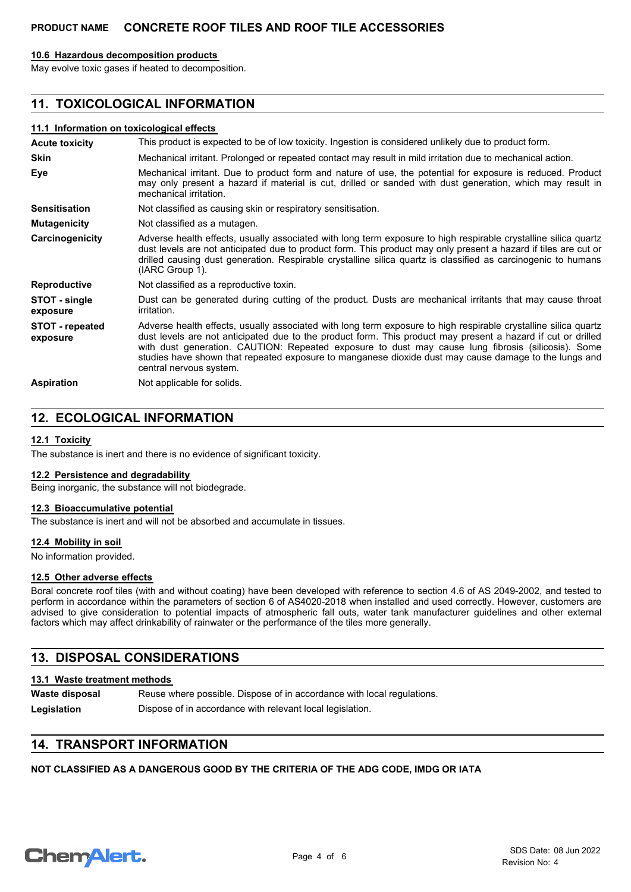### 10.6 Hazardous decomposition products

May evolve toxic gases if heated to decomposition.

## 11. TOXICOLOGICAL INFORMATION

### 11.1 Information on toxicological effects

| | |
|---|---|
| **Acute toxicity** | This product is expected to be of low toxicity. Ingestion is considered unlikely due to product form. |
| **Skin** | Mechanical irritant. Prolonged or repeated contact may result in mild irritation due to mechanical action. |
| **Eye** | Mechanical irritant. Due to product form and nature of use, the potential for exposure is reduced. Product may only present a hazard if material is cut, drilled or sanded with dust generation, which may result in mechanical irritation. |
| **Sensitisation** | Not classified as causing skin or respiratory sensitisation. |
| **Mutagenicity** | Not classified as a mutagen. |
| **Carcinogenicity** | Adverse health effects, usually associated with long term exposure to high respirable crystalline silica quartz dust levels are not anticipated due to product form. This product may only present a hazard if tiles are cut or drilled causing dust generation. Respirable crystalline silica quartz is classified as carcinogenic to humans (IARC Group 1). |
| **Reproductive** | Not classified as a reproductive toxin. |
| **STOT - single exposure** | Dust can be generated during cutting of the product. Dusts are mechanical irritants that may cause throat irritation. |
| **STOT - repeated exposure** | Adverse health effects, usually associated with long term exposure to high respirable crystalline silica quartz dust levels are not anticipated due to the product form. This product may present a hazard if cut or drilled with dust generation. CAUTION: Repeated exposure to dust may cause lung fibrosis (silicosis). Some studies have shown that repeated exposure to manganese dioxide dust may cause damage to the lungs and central nervous system. |
| **Aspiration** | Not applicable for solids. |

## 12. ECOLOGICAL INFORMATION

### 12.1 Toxicity

The substance is inert and there is no evidence of significant toxicity.

### 12.2 Persistence and degradability

Being inorganic, the substance will not biodegrade.

### 12.3 Bioaccumulative potential

The substance is inert and will not be absorbed and accumulate in tissues.

### 12.4 Mobility in soil

No information provided.

### 12.5 Other adverse effects

Boral concrete roof tiles (with and without coating) have been developed with reference to section 4.6 of AS 2049-2002, and tested to perform in accordance within the parameters of section 6 of AS4020-2018 when installed and used correctly. However, customers are advised to give consideration to potential impacts of atmospheric fall outs, water tank manufacturer guidelines and other external factors which may affect drinkability of rainwater or the performance of the tiles more generally.

## 13. DISPOSAL CONSIDERATIONS

### 13.1 Waste treatment methods

| | |
|---|---|
| **Waste disposal** | Reuse where possible. Dispose of in accordance with local regulations. |
| **Legislation** | Dispose of in accordance with relevant local legislation. |

## 14. TRANSPORT INFORMATION

**NOT CLASSIFIED AS A DANGEROUS GOOD BY THE CRITERIA OF THE ADG CODE, IMDG OR IATA**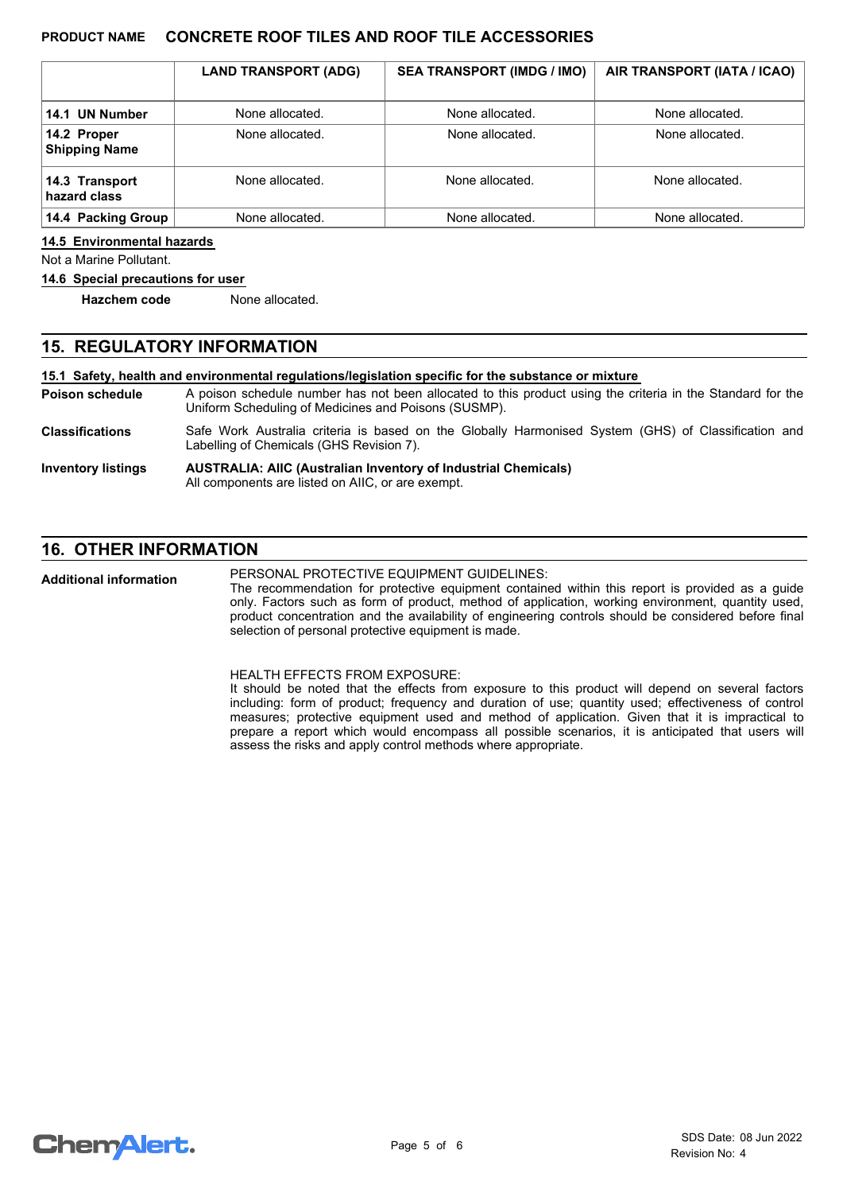| | LAND TRANSPORT (ADG) | SEA TRANSPORT (IMDG / IMO) | AIR TRANSPORT (IATA / ICAO) |
|---|---|---|---|
| **14.1 UN Number** | None allocated. | None allocated. | None allocated. |
| **14.2 Proper Shipping Name** | None allocated. | None allocated. | None allocated. |
| **14.3 Transport hazard class** | None allocated. | None allocated. | None allocated. |
| **14.4 Packing Group** | None allocated. | None allocated. | None allocated. |

**14.5 Environmental hazards**

Not a Marine Pollutant.

**14.6 Special precautions for user**

**Hazchem code** None allocated.

## 15. REGULATORY INFORMATION

**15.1 Safety, health and environmental regulations/legislation specific for the substance or mixture**

**Poison schedule** A poison schedule number has not been allocated to this product using the criteria in the Standard for the Uniform Scheduling of Medicines and Poisons (SUSMP).

**Classifications** Safe Work Australia criteria is based on the Globally Harmonised System (GHS) of Classification and Labelling of Chemicals (GHS Revision 7).

**Inventory listings** **AUSTRALIA: AIIC (Australian Inventory of Industrial Chemicals)**
All components are listed on AIIC, or are exempt.

## 16. OTHER INFORMATION

**Additional information**

PERSONAL PROTECTIVE EQUIPMENT GUIDELINES:
The recommendation for protective equipment contained within this report is provided as a guide only. Factors such as form of product, method of application, working environment, quantity used, product concentration and the availability of engineering controls should be considered before final selection of personal protective equipment is made.

HEALTH EFFECTS FROM EXPOSURE:
It should be noted that the effects from exposure to this product will depend on several factors including: form of product; frequency and duration of use; quantity used; effectiveness of control measures; protective equipment used and method of application. Given that it is impractical to prepare a report which would encompass all possible scenarios, it is anticipated that users will assess the risks and apply control methods where appropriate.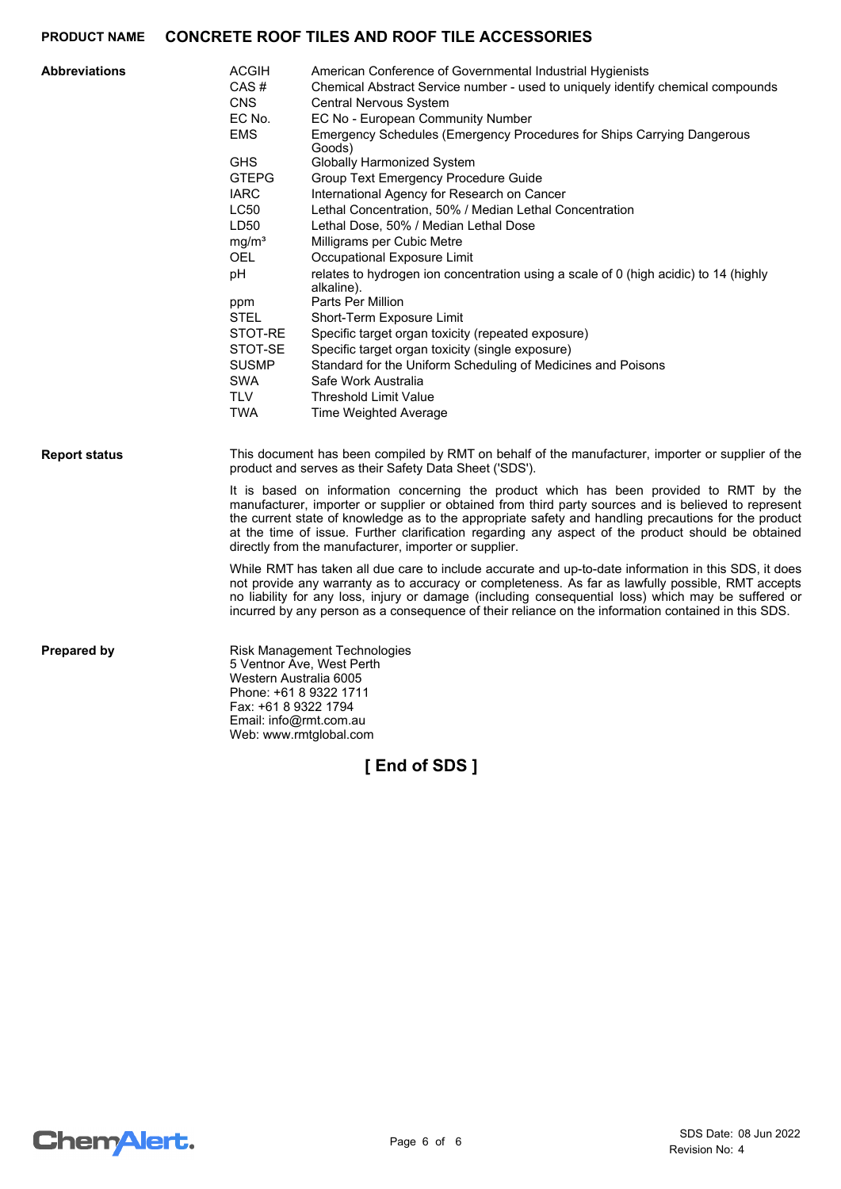**PRODUCT NAME CONCRETE ROOF TILES AND ROOF TILE ACCESSORIES**

**Abbreviations**

| | |
|---|---|
| ACGIH | American Conference of Governmental Industrial Hygienists |
| CAS # | Chemical Abstract Service number - used to uniquely identify chemical compounds |
| CNS | Central Nervous System |
| EC No. | EC No - European Community Number |
| EMS | Emergency Schedules (Emergency Procedures for Ships Carrying Dangerous Goods) |
| GHS | Globally Harmonized System |
| GTEPG | Group Text Emergency Procedure Guide |
| IARC | International Agency for Research on Cancer |
| LC50 | Lethal Concentration, 50% / Median Lethal Concentration |
| LD50 | Lethal Dose, 50% / Median Lethal Dose |
| mg/m³ | Milligrams per Cubic Metre |
| OEL | Occupational Exposure Limit |
| pH | relates to hydrogen ion concentration using a scale of 0 (high acidic) to 14 (highly alkaline). |
| ppm | Parts Per Million |
| STEL | Short-Term Exposure Limit |
| STOT-RE | Specific target organ toxicity (repeated exposure) |
| STOT-SE | Specific target organ toxicity (single exposure) |
| SUSMP | Standard for the Uniform Scheduling of Medicines and Poisons |
| SWA | Safe Work Australia |
| TLV | Threshold Limit Value |
| TWA | Time Weighted Average |

**Report status**

This document has been compiled by RMT on behalf of the manufacturer, importer or supplier of the product and serves as their Safety Data Sheet ('SDS').

It is based on information concerning the product which has been provided to RMT by the manufacturer, importer or supplier or obtained from third party sources and is believed to represent the current state of knowledge as to the appropriate safety and handling precautions for the product at the time of issue. Further clarification regarding any aspect of the product should be obtained directly from the manufacturer, importer or supplier.

While RMT has taken all due care to include accurate and up-to-date information in this SDS, it does not provide any warranty as to accuracy or completeness. As far as lawfully possible, RMT accepts no liability for any loss, injury or damage (including consequential loss) which may be suffered or incurred by any person as a consequence of their reliance on the information contained in this SDS.

**Prepared by**

Risk Management Technologies
5 Ventnor Ave, West Perth
Western Australia 6005
Phone: +61 8 9322 1711
Fax: +61 8 9322 1794
Email: info@rmt.com.au
Web: www.rmtglobal.com

**[ End of SDS ]**

SDS Date: 08 Jun 2022
Revision No: 4